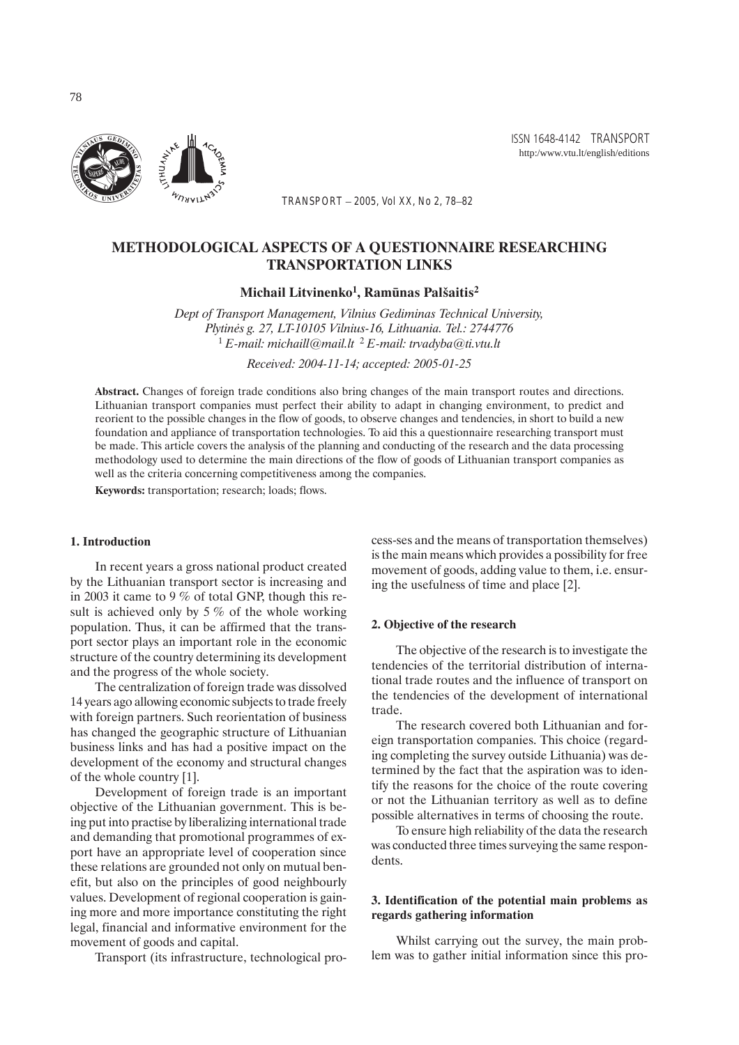# METHODOLOGICAL ASPECTS OF A QUESTIONNAIRE RESEARCHING TRANSPORTATION LINKS

**Michail Litvinenko[1], Ramūnas Palšaitis[2]**

*Dept of Transport Management, Vilnius Gediminas Technical University, Plytinės g. 27, LT-10105 Vilnius-16, Lithuania. Tel.: 2744776*
[1] *E-mail: michaill@mail.lt* [2] *E-mail: trvadyba@ti.vtu.lt*

*Received: 2004-11-14; accepted: 2005-01-25*

**Abstract.** Changes of foreign trade conditions also bring changes of the main transport routes and directions. Lithuanian transport companies must perfect their ability to adapt in changing environment, to predict and reorient to the possible changes in the flow of goods, to observe changes and tendencies, in short to build a new foundation and appliance of transportation technologies. To aid this a questionnaire researching transport must be made. This article covers the analysis of the planning and conducting of the research and the data processing methodology used to determine the main directions of the flow of goods of Lithuanian transport companies as well as the criteria concerning competitiveness among the companies.

**Keywords:** transportation; research; loads; flows.

## 1. Introduction

In recent years a gross national product created by the Lithuanian transport sector is increasing and in 2003 it came to 9 % of total GNP, though this result is achieved only by 5 % of the whole working population. Thus, it can be affirmed that the transport sector plays an important role in the economic structure of the country determining its development and the progress of the whole society.

The centralization of foreign trade was dissolved 14 years ago allowing economic subjects to trade freely with foreign partners. Such reorientation of business has changed the geographic structure of Lithuanian business links and has had a positive impact on the development of the economy and structural changes of the whole country [1].

Development of foreign trade is an important objective of the Lithuanian government. This is being put into practise by liberalizing international trade and demanding that promotional programmes of export have an appropriate level of cooperation since these relations are grounded not only on mutual benefit, but also on the principles of good neighbourly values. Development of regional cooperation is gaining more and more importance constituting the right legal, financial and informative environment for the movement of goods and capital.

Transport (its infrastructure, technological process-ses and the means of transportation themselves) is the main means which provides a possibility for free movement of goods, adding value to them, i.e. ensuring the usefulness of time and place [2].

## 2. Objective of the research

The objective of the research is to investigate the tendencies of the territorial distribution of international trade routes and the influence of transport on the tendencies of the development of international trade.

The research covered both Lithuanian and foreign transportation companies. This choice (regarding completing the survey outside Lithuania) was determined by the fact that the aspiration was to identify the reasons for the choice of the route covering or not the Lithuanian territory as well as to define possible alternatives in terms of choosing the route.

To ensure high reliability of the data the research was conducted three times surveying the same respondents.

## 3. Identification of the potential main problems as regards gathering information

Whilst carrying out the survey, the main problem was to gather initial information since this pro-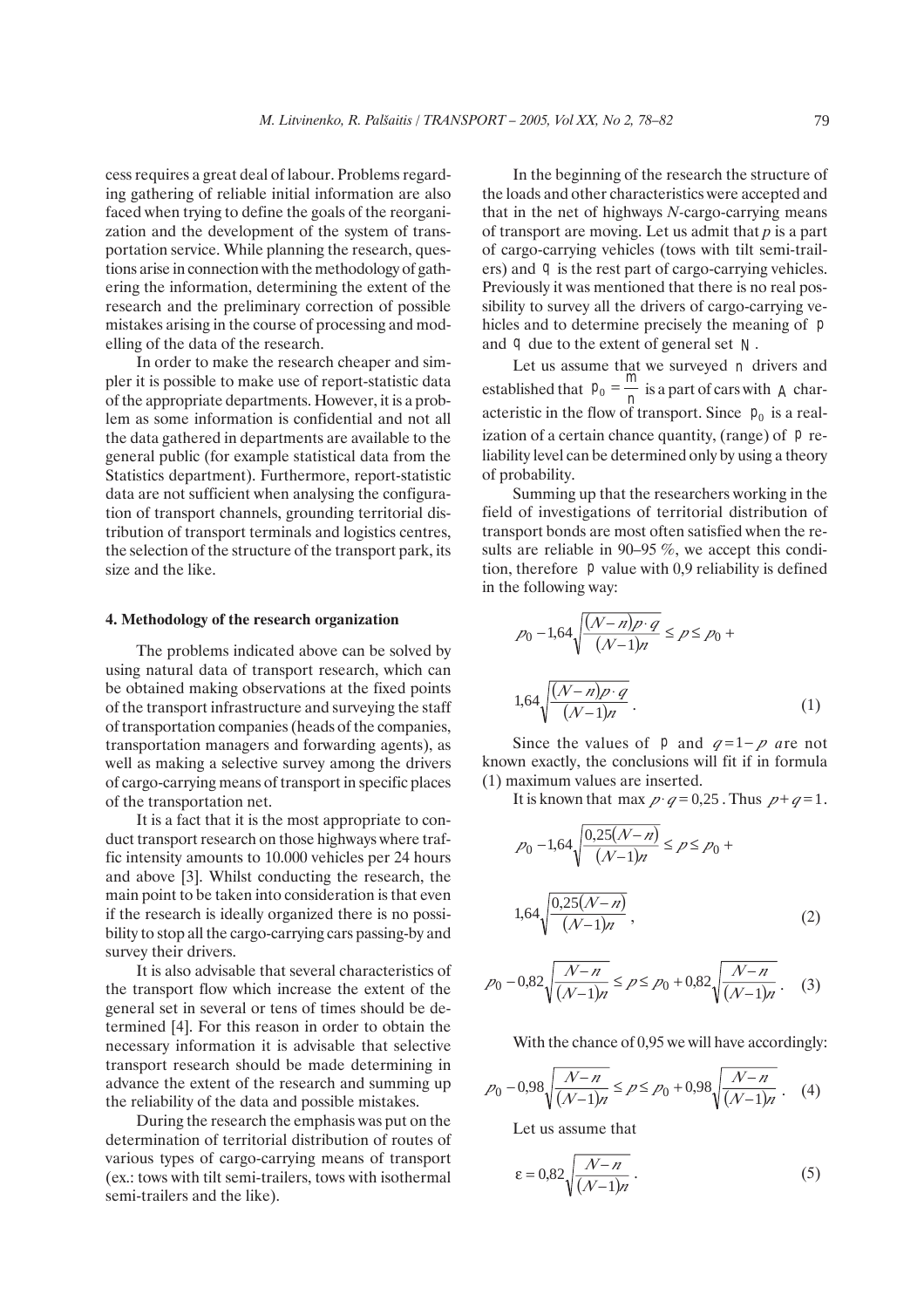cess requires a great deal of labour. Problems regarding gathering of reliable initial information are also faced when trying to define the goals of the reorganization and the development of the system of transportation service. While planning the research, questions arise in connection with the methodology of gathering the information, determining the extent of the research and the preliminary correction of possible mistakes arising in the course of processing and modelling of the data of the research.

In order to make the research cheaper and simpler it is possible to make use of report-statistic data of the appropriate departments. However, it is a problem as some information is confidential and not all the data gathered in departments are available to the general public (for example statistical data from the Statistics department). Furthermore, report-statistic data are not sufficient when analysing the configuration of transport channels, grounding territorial distribution of transport terminals and logistics centres, the selection of the structure of the transport park, its size and the like.

#### 4. Methodology of the research organization

The problems indicated above can be solved by using natural data of transport research, which can be obtained making observations at the fixed points of the transport infrastructure and surveying the staff of transportation companies (heads of the companies, transportation managers and forwarding agents), as well as making a selective survey among the drivers of cargo-carrying means of transport in specific places of the transportation net.

It is a fact that it is the most appropriate to conduct transport research on those highways where traffic intensity amounts to 10.000 vehicles per 24 hours and above [3]. Whilst conducting the research, the main point to be taken into consideration is that even if the research is ideally organized there is no possibility to stop all the cargo-carrying cars passing-by and survey their drivers.

It is also advisable that several characteristics of the transport flow which increase the extent of the general set in several or tens of times should be determined [4]. For this reason in order to obtain the necessary information it is advisable that selective transport research should be made determining in advance the extent of the research and summing up the reliability of the data and possible mistakes.

During the research the emphasis was put on the determination of territorial distribution of routes of various types of cargo-carrying means of transport (ex.: tows with tilt semi-trailers, tows with isothermal semi-trailers and the like).

In the beginning of the research the structure of the loads and other characteristics were accepted and that in the net of highways $N$-cargo-carrying means of transport are moving. Let us admit that $p$ is a part of cargo-carrying vehicles (tows with tilt semi-trailers) and $q$ is the rest part of cargo-carrying vehicles. Previously it was mentioned that there is no real possibility to survey all the drivers of cargo-carrying vehicles and to determine precisely the meaning of $p$ and $q$ due to the extent of general set $N$.

Let us assume that we surveyed $n$ drivers and established that $p_0 = \frac{m}{n}$ is a part of cars with $A$ characteristic in the flow of transport. Since $p_0$ is a realization of a certain chance quantity, (range) of $p$ reliability level can be determined only by using a theory of probability.

Summing up that the researchers working in the field of investigations of territorial distribution of transport bonds are most often satisfied when the results are reliable in 90–95 %, we accept this condition, therefore $p$ value with 0,9 reliability is defined in the following way:

$$p_0 - 1{,}64\sqrt{\frac{(N-n)p\cdot q}{(N-1)n}} \le p \le p_0 + 1{,}64\sqrt{\frac{(N-n)p\cdot q}{(N-1)n}}. \quad (1)$$

Since the values of $p$ and $q = 1 - p$ are not known exactly, the conclusions will fit if in formula (1) maximum values are inserted.

It is known that $\max p \cdot q = 0{,}25$. Thus $p + q = 1$.

$$p_0 - 1{,}64\sqrt{\frac{0{,}25(N-n)}{(N-1)n}} \le p \le p_0 + 1{,}64\sqrt{\frac{0{,}25(N-n)}{(N-1)n}}, \quad (2)$$

$$p_0 - 0{,}82\sqrt{\frac{N-n}{(N-1)n}} \le p \le p_0 + 0{,}82\sqrt{\frac{N-n}{(N-1)n}}. \quad (3)$$

With the chance of 0,95 we will have accordingly:

$$p_0 - 0{,}98\sqrt{\frac{N-n}{(N-1)n}} \le p \le p_0 + 0{,}98\sqrt{\frac{N-n}{(N-1)n}}. \quad (4)$$

Let us assume that

$$\varepsilon = 0{,}82\sqrt{\frac{N-n}{(N-1)n}}. \quad (5)$$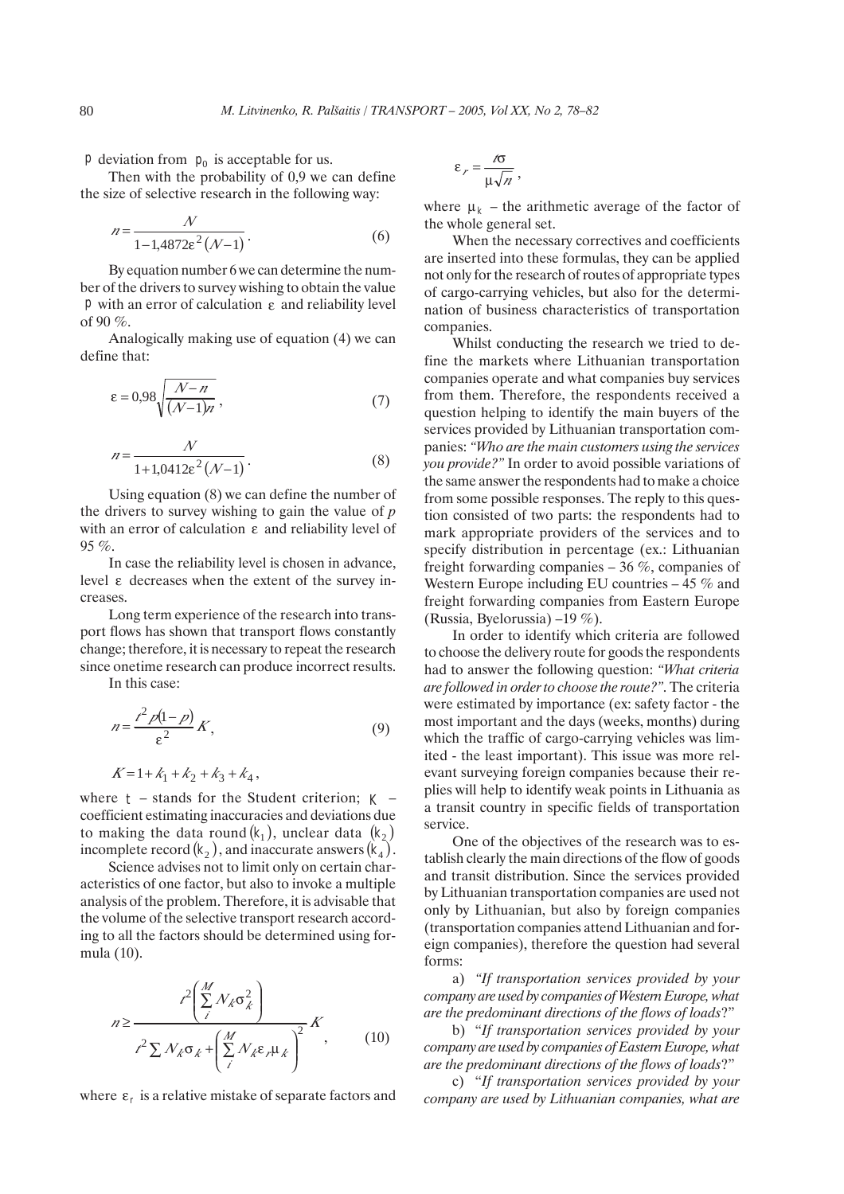$p$ deviation from $p_0$ is acceptable for us.

Then with the probability of 0,9 we can define the size of selective research in the following way:

$$n = \frac{N}{1 - 1{,}4872\varepsilon^2 (N-1)}. \quad (6)$$

By equation number 6 we can determine the number of the drivers to survey wishing to obtain the value $p$ with an error of calculation $\varepsilon$ and reliability level of 90 %.

Analogically making use of equation (4) we can define that:

$$\varepsilon = 0{,}98\sqrt{\frac{N-n}{(N-1)n}}, \quad (7)$$

$$n = \frac{N}{1 + 1{,}0412\varepsilon^2 (N-1)}. \quad (8)$$

Using equation (8) we can define the number of the drivers to survey wishing to gain the value of *p* with an error of calculation $\varepsilon$ and reliability level of 95 %.

In case the reliability level is chosen in advance, level $\varepsilon$ decreases when the extent of the survey increases.

Long term experience of the research into transport flows has shown that transport flows constantly change; therefore, it is necessary to repeat the research since onetime research can produce incorrect results.

In this case:

$$n = \frac{t^2 p(1-p)}{\varepsilon^2} K, \quad (9)$$

$$K = 1 + k_1 + k_2 + k_3 + k_4,$$

where $t$ – stands for the Student criterion; $K$ – coefficient estimating inaccuracies and deviations due to making the data round $(k_1)$, unclear data $(k_2)$ incomplete record $(k_2)$, and inaccurate answers $(k_4)$.

Science advises not to limit only on certain characteristics of one factor, but also to invoke a multiple analysis of the problem. Therefore, it is advisable that the volume of the selective transport research according to all the factors should be determined using formula (10).

$$n \geq \frac{t^2 \left( \sum_i^M N_k \sigma_k^2 \right)}{t^2 \sum N_k \sigma_k + \left( \sum_i^M N_k \varepsilon_r \mu_k \right)^2} K, \quad (10)$$

where $\varepsilon_r$ is a relative mistake of separate factors and

$$\varepsilon_r = \frac{t\sigma}{\mu\sqrt{n}},$$

where $\mu_k$ – the arithmetic average of the factor of the whole general set.

When the necessary correctives and coefficients are inserted into these formulas, they can be applied not only for the research of routes of appropriate types of cargo-carrying vehicles, but also for the determination of business characteristics of transportation companies.

Whilst conducting the research we tried to define the markets where Lithuanian transportation companies operate and what companies buy services from them. Therefore, the respondents received a question helping to identify the main buyers of the services provided by Lithuanian transportation companies: *"Who are the main customers using the services you provide?"* In order to avoid possible variations of the same answer the respondents had to make a choice from some possible responses. The reply to this question consisted of two parts: the respondents had to mark appropriate providers of the services and to specify distribution in percentage (ex.: Lithuanian freight forwarding companies – 36 %, companies of Western Europe including EU countries – 45 % and freight forwarding companies from Eastern Europe (Russia, Byelorussia) –19 %).

In order to identify which criteria are followed to choose the delivery route for goods the respondents had to answer the following question: *"What criteria are followed in order to choose the route?"*. The criteria were estimated by importance (ex: safety factor - the most important and the days (weeks, months) during which the traffic of cargo-carrying vehicles was limited - the least important). This issue was more relevant surveying foreign companies because their replies will help to identify weak points in Lithuania as a transit country in specific fields of transportation service.

One of the objectives of the research was to establish clearly the main directions of the flow of goods and transit distribution. Since the services provided by Lithuanian transportation companies are used not only by Lithuanian, but also by foreign companies (transportation companies attend Lithuanian and foreign companies), therefore the question had several forms:

a) *"If transportation services provided by your company are used by companies of Western Europe, what are the predominant directions of the flows of loads*?"

b) "*If transportation services provided by your company are used by companies of Eastern Europe, what are the predominant directions of the flows of loads*?"

c) "*If transportation services provided by your company are used by Lithuanian companies, what are*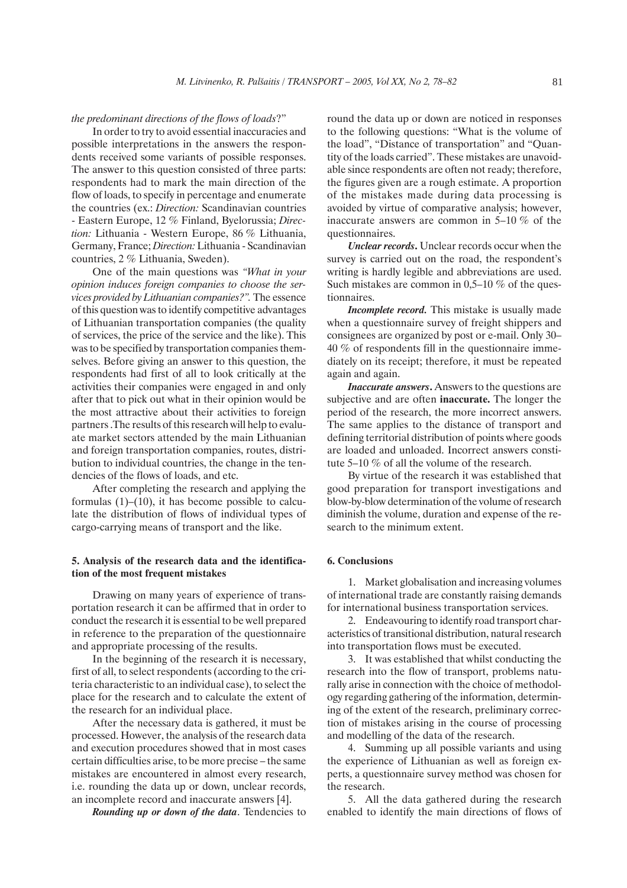*the predominant directions of the flows of loads*?"

In order to try to avoid essential inaccuracies and possible interpretations in the answers the respondents received some variants of possible responses. The answer to this question consisted of three parts: respondents had to mark the main direction of the flow of loads, to specify in percentage and enumerate the countries (ex.: *Direction:* Scandinavian countries - Eastern Europe, 12 % Finland, Byelorussia; *Direction:* Lithuania - Western Europe, 86 % Lithuania, Germany, France; *Direction:* Lithuania - Scandinavian countries, 2 % Lithuania, Sweden).

One of the main questions was *"What in your opinion induces foreign companies to choose the services provided by Lithuanian companies?".* The essence of this question was to identify competitive advantages of Lithuanian transportation companies (the quality of services, the price of the service and the like). This was to be specified by transportation companies themselves. Before giving an answer to this question, the respondents had first of all to look critically at the activities their companies were engaged in and only after that to pick out what in their opinion would be the most attractive about their activities to foreign partners .The results of this research will help to evaluate market sectors attended by the main Lithuanian and foreign transportation companies, routes, distribution to individual countries, the change in the tendencies of the flows of loads, and etc.

After completing the research and applying the formulas (1)–(10), it has become possible to calculate the distribution of flows of individual types of cargo-carrying means of transport and the like.

## 5. Analysis of the research data and the identification of the most frequent mistakes

Drawing on many years of experience of transportation research it can be affirmed that in order to conduct the research it is essential to be well prepared in reference to the preparation of the questionnaire and appropriate processing of the results.

In the beginning of the research it is necessary, first of all, to select respondents (according to the criteria characteristic to an individual case), to select the place for the research and to calculate the extent of the research for an individual place.

After the necessary data is gathered, it must be processed. However, the analysis of the research data and execution procedures showed that in most cases certain difficulties arise, to be more precise – the same mistakes are encountered in almost every research, i.e. rounding the data up or down, unclear records, an incomplete record and inaccurate answers [4].

***Rounding up or down of the data***. Tendencies to round the data up or down are noticed in responses to the following questions: "What is the volume of the load", "Distance of transportation" and "Quantity of the loads carried". These mistakes are unavoidable since respondents are often not ready; therefore, the figures given are a rough estimate. A proportion of the mistakes made during data processing is avoided by virtue of comparative analysis; however, inaccurate answers are common in 5–10 % of the questionnaires.

***Unclear records***. Unclear records occur when the survey is carried out on the road, the respondent's writing is hardly legible and abbreviations are used. Such mistakes are common in 0,5–10 % of the questionnaires.

***Incomplete record.*** This mistake is usually made when a questionnaire survey of freight shippers and consignees are organized by post or e-mail. Only 30–40 % of respondents fill in the questionnaire immediately on its receipt; therefore, it must be repeated again and again.

***Inaccurate answers***. Answers to the questions are subjective and are often **inaccurate.** The longer the period of the research, the more incorrect answers. The same applies to the distance of transport and defining territorial distribution of points where goods are loaded and unloaded. Incorrect answers constitute 5–10 % of all the volume of the research.

By virtue of the research it was established that good preparation for transport investigations and blow-by-blow determination of the volume of research diminish the volume, duration and expense of the research to the minimum extent.

## 6. Conclusions

1. Market globalisation and increasing volumes of international trade are constantly raising demands for international business transportation services.

2. Endeavouring to identify road transport characteristics of transitional distribution, natural research into transportation flows must be executed.

3. It was established that whilst conducting the research into the flow of transport, problems naturally arise in connection with the choice of methodology regarding gathering of the information, determining of the extent of the research, preliminary correction of mistakes arising in the course of processing and modelling of the data of the research.

4. Summing up all possible variants and using the experience of Lithuanian as well as foreign experts, a questionnaire survey method was chosen for the research.

5. All the data gathered during the research enabled to identify the main directions of flows of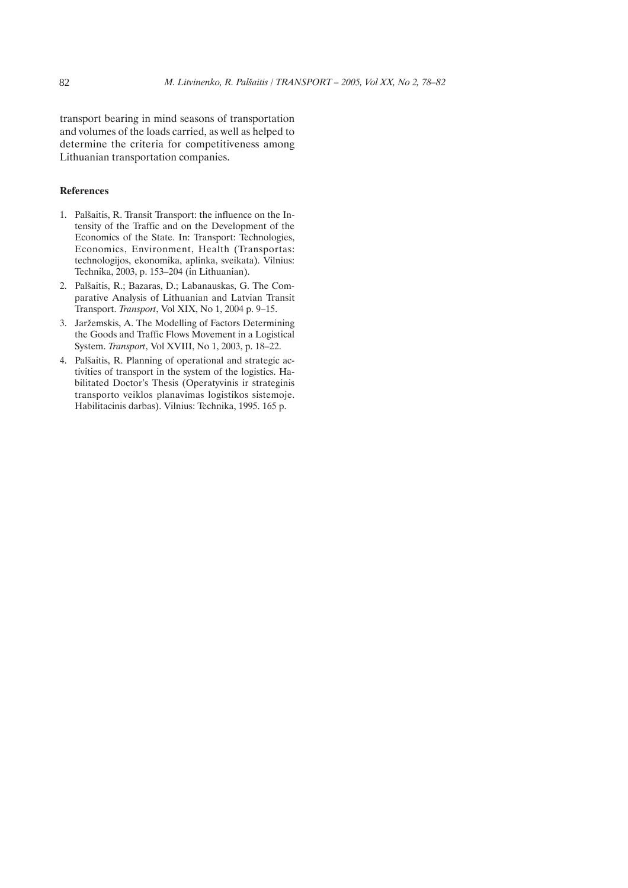transport bearing in mind seasons of transportation and volumes of the loads carried, as well as helped to determine the criteria for competitiveness among Lithuanian transportation companies.

## References

1. Palšaitis, R. Transit Transport: the influence on the Intensity of the Traffic and on the Development of the Economics of the State. In: Transport: Technologies, Economics, Environment, Health (Transportas: technologijos, ekonomika, aplinka, sveikata). Vilnius: Technika, 2003, p. 153–204 (in Lithuanian).
2. Palšaitis, R.; Bazaras, D.; Labanauskas, G. The Comparative Analysis of Lithuanian and Latvian Transit Transport. *Transport*, Vol XIX, No 1, 2004 p. 9–15.
3. Jaržemskis, A. The Modelling of Factors Determining the Goods and Traffic Flows Movement in a Logistical System. *Transport*, Vol XVIII, No 1, 2003, p. 18–22.
4. Palšaitis, R. Planning of operational and strategic activities of transport in the system of the logistics. Habilitated Doctor's Thesis (Operatyvinis ir strateginis transporto veiklos planavimas logistikos sistemoje. Habilitacinis darbas). Vilnius: Technika, 1995. 165 p.